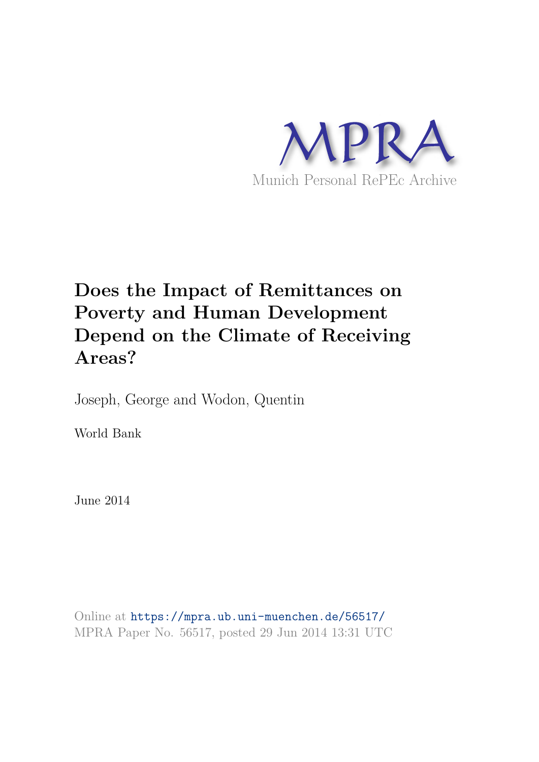MPRA

Munich Personal RePEc Archive

# Does the Impact of Remittances on Poverty and Human Development Depend on the Climate of Receiving Areas?

Joseph, George and Wodon, Quentin

World Bank

June 2014

Online at https://mpra.ub.uni-muenchen.de/56517/
MPRA Paper No. 56517, posted 29 Jun 2014 13:31 UTC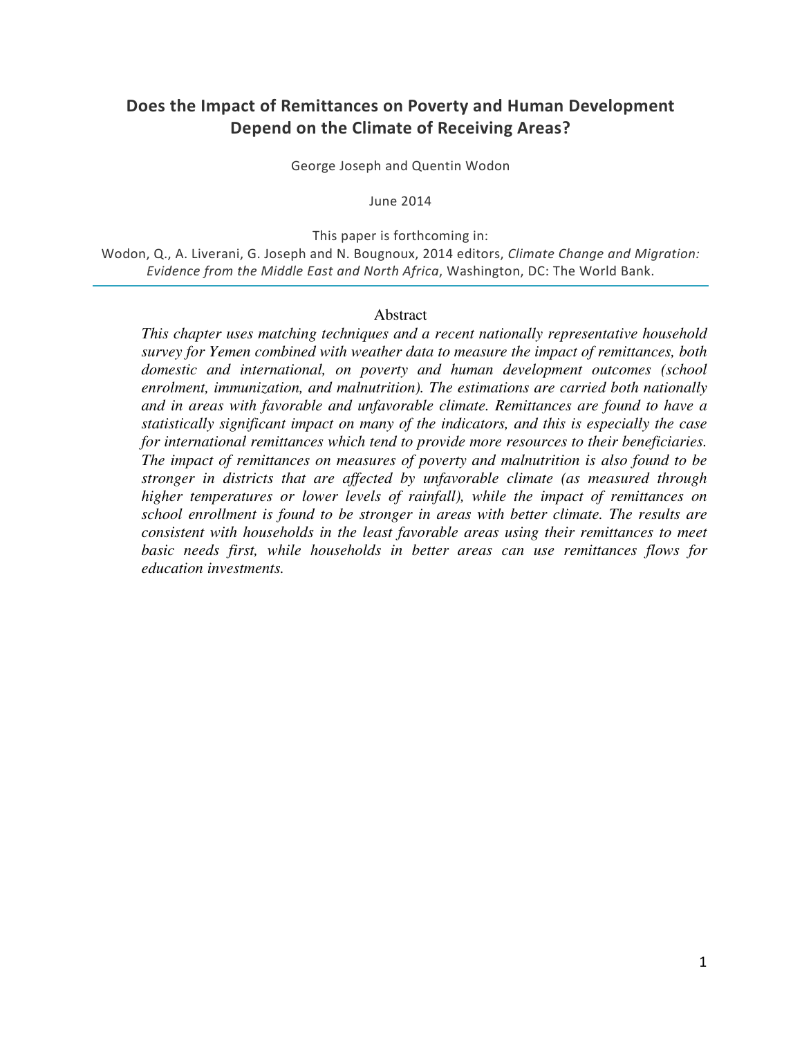## Does the Impact of Remittances on Poverty and Human Development Depend on the Climate of Receiving Areas?

George Joseph and Quentin Wodon

June 2014

This paper is forthcoming in:
Wodon, Q., A. Liverani, G. Joseph and N. Bougnoux, 2014 editors, *Climate Change and Migration: Evidence from the Middle East and North Africa*, Washington, DC: The World Bank.

---

### Abstract

*This chapter uses matching techniques and a recent nationally representative household survey for Yemen combined with weather data to measure the impact of remittances, both domestic and international, on poverty and human development outcomes (school enrolment, immunization, and malnutrition). The estimations are carried both nationally and in areas with favorable and unfavorable climate. Remittances are found to have a statistically significant impact on many of the indicators, and this is especially the case for international remittances which tend to provide more resources to their beneficiaries. The impact of remittances on measures of poverty and malnutrition is also found to be stronger in districts that are affected by unfavorable climate (as measured through higher temperatures or lower levels of rainfall), while the impact of remittances on school enrollment is found to be stronger in areas with better climate. The results are consistent with households in the least favorable areas using their remittances to meet basic needs first, while households in better areas can use remittances flows for education investments.*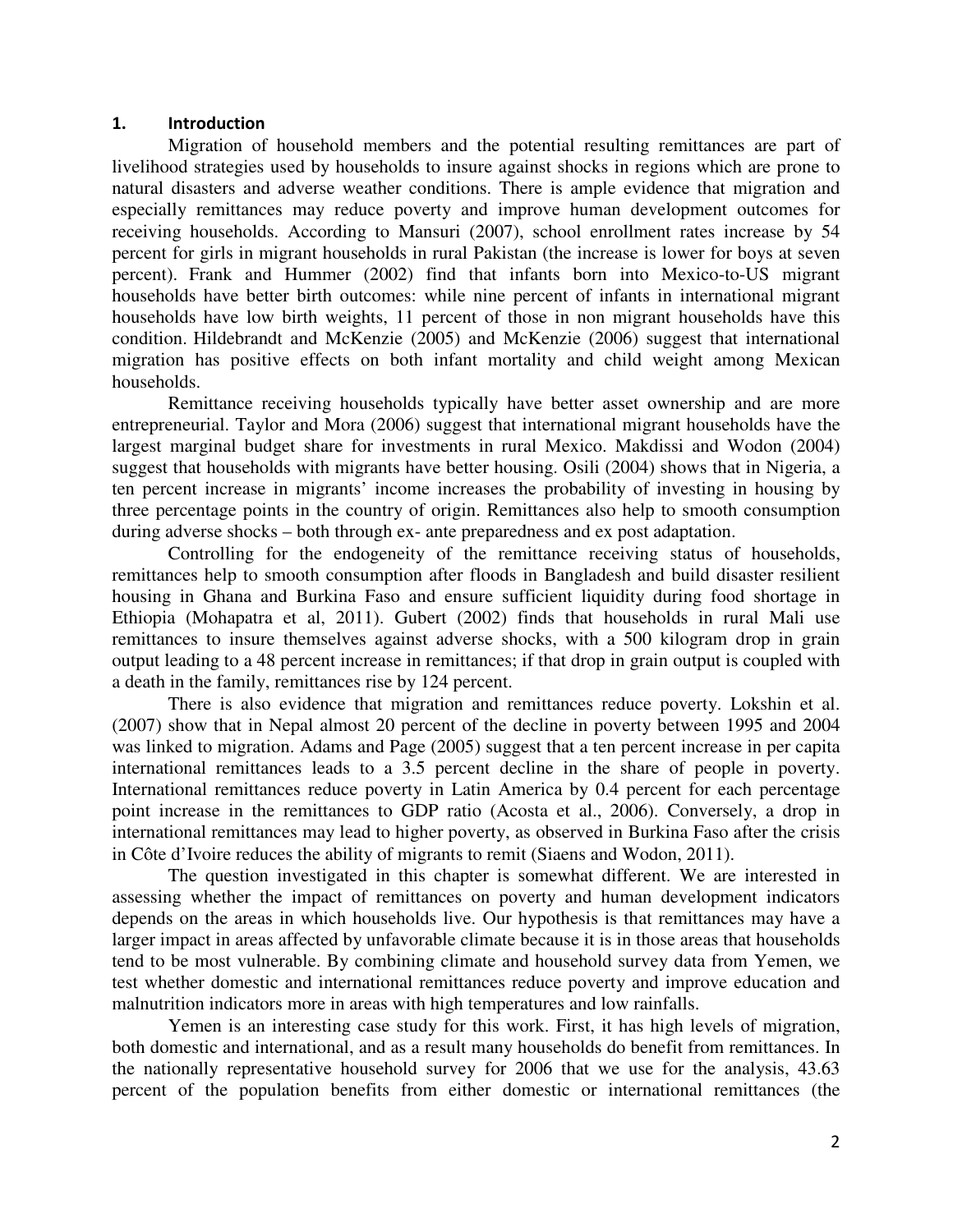## 1. Introduction

Migration of household members and the potential resulting remittances are part of livelihood strategies used by households to insure against shocks in regions which are prone to natural disasters and adverse weather conditions. There is ample evidence that migration and especially remittances may reduce poverty and improve human development outcomes for receiving households. According to Mansuri (2007), school enrollment rates increase by 54 percent for girls in migrant households in rural Pakistan (the increase is lower for boys at seven percent). Frank and Hummer (2002) find that infants born into Mexico-to-US migrant households have better birth outcomes: while nine percent of infants in international migrant households have low birth weights, 11 percent of those in non migrant households have this condition. Hildebrandt and McKenzie (2005) and McKenzie (2006) suggest that international migration has positive effects on both infant mortality and child weight among Mexican households.

Remittance receiving households typically have better asset ownership and are more entrepreneurial. Taylor and Mora (2006) suggest that international migrant households have the largest marginal budget share for investments in rural Mexico. Makdissi and Wodon (2004) suggest that households with migrants have better housing. Osili (2004) shows that in Nigeria, a ten percent increase in migrants' income increases the probability of investing in housing by three percentage points in the country of origin. Remittances also help to smooth consumption during adverse shocks – both through ex- ante preparedness and ex post adaptation.

Controlling for the endogeneity of the remittance receiving status of households, remittances help to smooth consumption after floods in Bangladesh and build disaster resilient housing in Ghana and Burkina Faso and ensure sufficient liquidity during food shortage in Ethiopia (Mohapatra et al, 2011). Gubert (2002) finds that households in rural Mali use remittances to insure themselves against adverse shocks, with a 500 kilogram drop in grain output leading to a 48 percent increase in remittances; if that drop in grain output is coupled with a death in the family, remittances rise by 124 percent.

There is also evidence that migration and remittances reduce poverty. Lokshin et al. (2007) show that in Nepal almost 20 percent of the decline in poverty between 1995 and 2004 was linked to migration. Adams and Page (2005) suggest that a ten percent increase in per capita international remittances leads to a 3.5 percent decline in the share of people in poverty. International remittances reduce poverty in Latin America by 0.4 percent for each percentage point increase in the remittances to GDP ratio (Acosta et al., 2006). Conversely, a drop in international remittances may lead to higher poverty, as observed in Burkina Faso after the crisis in Côte d'Ivoire reduces the ability of migrants to remit (Siaens and Wodon, 2011).

The question investigated in this chapter is somewhat different. We are interested in assessing whether the impact of remittances on poverty and human development indicators depends on the areas in which households live. Our hypothesis is that remittances may have a larger impact in areas affected by unfavorable climate because it is in those areas that households tend to be most vulnerable. By combining climate and household survey data from Yemen, we test whether domestic and international remittances reduce poverty and improve education and malnutrition indicators more in areas with high temperatures and low rainfalls.

Yemen is an interesting case study for this work. First, it has high levels of migration, both domestic and international, and as a result many households do benefit from remittances. In the nationally representative household survey for 2006 that we use for the analysis, 43.63 percent of the population benefits from either domestic or international remittances (the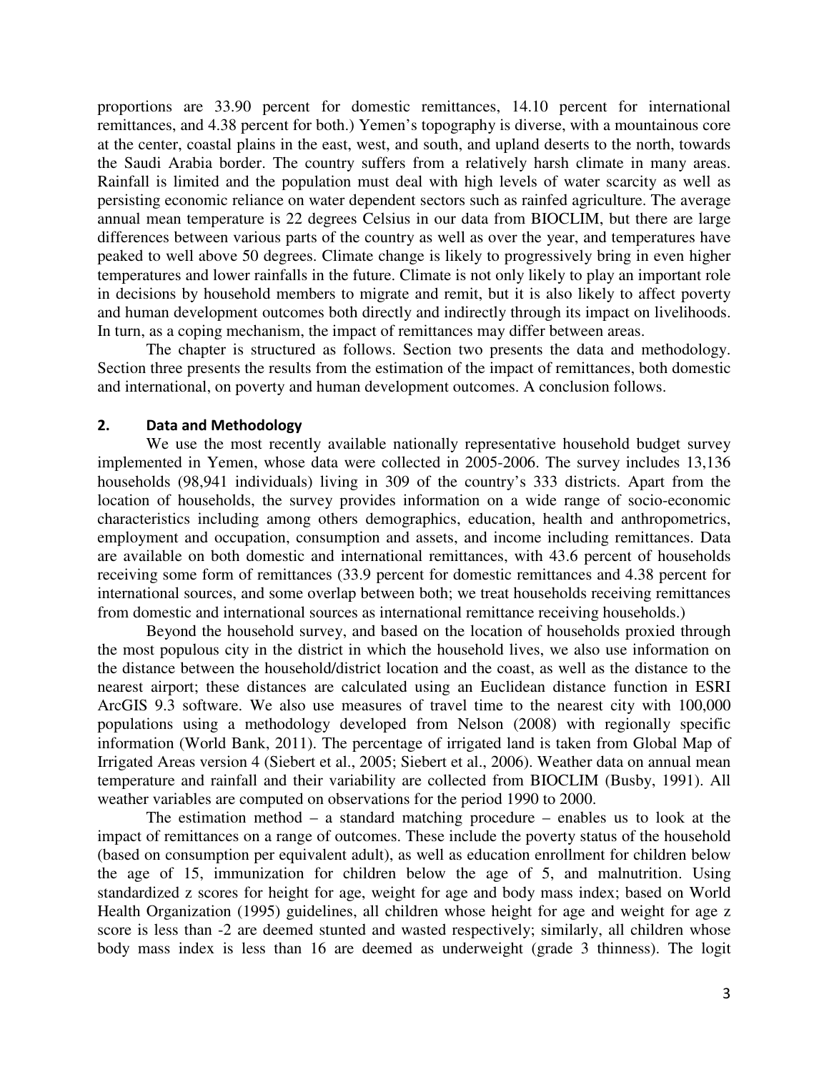proportions are 33.90 percent for domestic remittances, 14.10 percent for international remittances, and 4.38 percent for both.) Yemen's topography is diverse, with a mountainous core at the center, coastal plains in the east, west, and south, and upland deserts to the north, towards the Saudi Arabia border. The country suffers from a relatively harsh climate in many areas. Rainfall is limited and the population must deal with high levels of water scarcity as well as persisting economic reliance on water dependent sectors such as rainfed agriculture. The average annual mean temperature is 22 degrees Celsius in our data from BIOCLIM, but there are large differences between various parts of the country as well as over the year, and temperatures have peaked to well above 50 degrees. Climate change is likely to progressively bring in even higher temperatures and lower rainfalls in the future. Climate is not only likely to play an important role in decisions by household members to migrate and remit, but it is also likely to affect poverty and human development outcomes both directly and indirectly through its impact on livelihoods. In turn, as a coping mechanism, the impact of remittances may differ between areas.

The chapter is structured as follows. Section two presents the data and methodology. Section three presents the results from the estimation of the impact of remittances, both domestic and international, on poverty and human development outcomes. A conclusion follows.

## 2. Data and Methodology

We use the most recently available nationally representative household budget survey implemented in Yemen, whose data were collected in 2005-2006. The survey includes 13,136 households (98,941 individuals) living in 309 of the country's 333 districts. Apart from the location of households, the survey provides information on a wide range of socio-economic characteristics including among others demographics, education, health and anthropometrics, employment and occupation, consumption and assets, and income including remittances. Data are available on both domestic and international remittances, with 43.6 percent of households receiving some form of remittances (33.9 percent for domestic remittances and 4.38 percent for international sources, and some overlap between both; we treat households receiving remittances from domestic and international sources as international remittance receiving households.)

Beyond the household survey, and based on the location of households proxied through the most populous city in the district in which the household lives, we also use information on the distance between the household/district location and the coast, as well as the distance to the nearest airport; these distances are calculated using an Euclidean distance function in ESRI ArcGIS 9.3 software. We also use measures of travel time to the nearest city with 100,000 populations using a methodology developed from Nelson (2008) with regionally specific information (World Bank, 2011). The percentage of irrigated land is taken from Global Map of Irrigated Areas version 4 (Siebert et al., 2005; Siebert et al., 2006). Weather data on annual mean temperature and rainfall and their variability are collected from BIOCLIM (Busby, 1991). All weather variables are computed on observations for the period 1990 to 2000.

The estimation method – a standard matching procedure – enables us to look at the impact of remittances on a range of outcomes. These include the poverty status of the household (based on consumption per equivalent adult), as well as education enrollment for children below the age of 15, immunization for children below the age of 5, and malnutrition. Using standardized z scores for height for age, weight for age and body mass index; based on World Health Organization (1995) guidelines, all children whose height for age and weight for age z score is less than -2 are deemed stunted and wasted respectively; similarly, all children whose body mass index is less than 16 are deemed as underweight (grade 3 thinness). The logit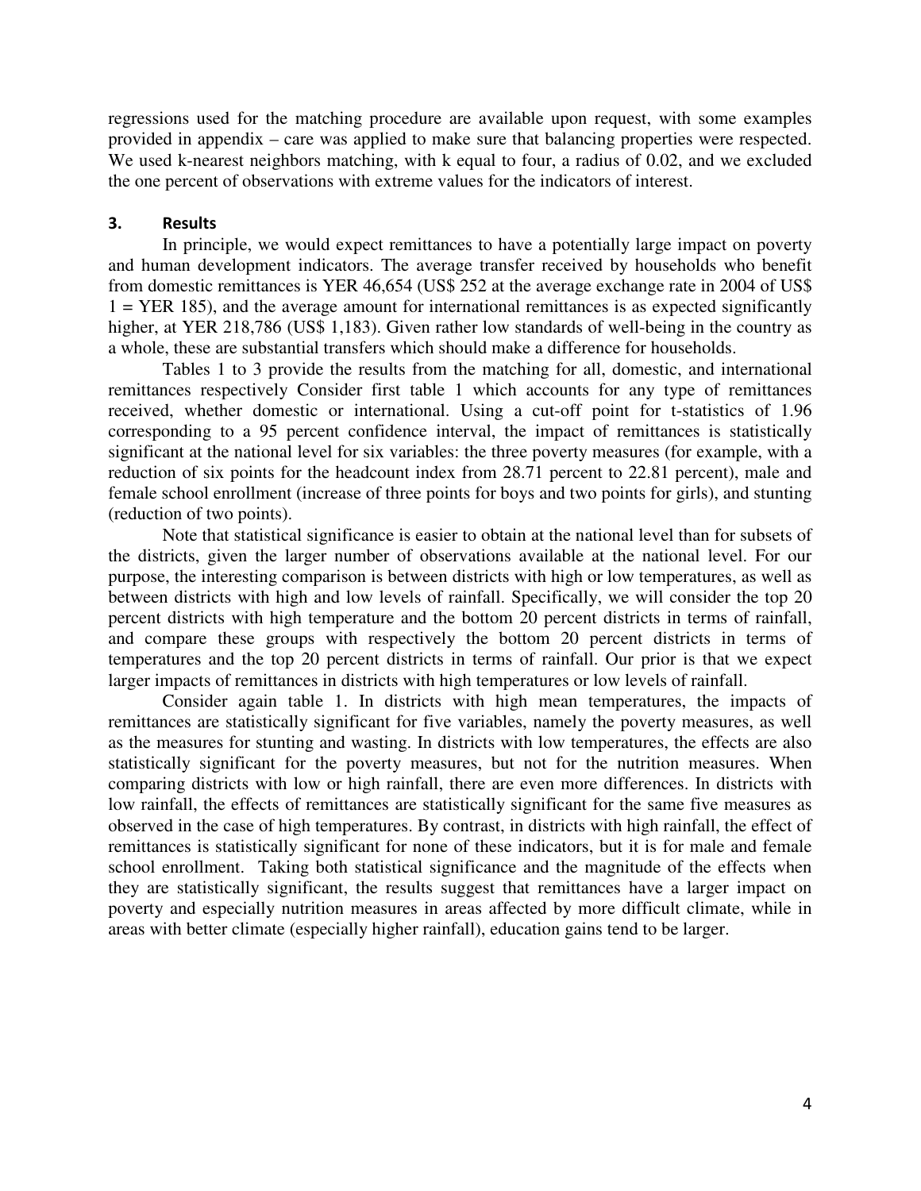regressions used for the matching procedure are available upon request, with some examples provided in appendix – care was applied to make sure that balancing properties were respected. We used k-nearest neighbors matching, with k equal to four, a radius of 0.02, and we excluded the one percent of observations with extreme values for the indicators of interest.

## 3. Results

In principle, we would expect remittances to have a potentially large impact on poverty and human development indicators. The average transfer received by households who benefit from domestic remittances is YER 46,654 (US$ 252 at the average exchange rate in 2004 of US$ 1 = YER 185), and the average amount for international remittances is as expected significantly higher, at YER 218,786 (US$ 1,183). Given rather low standards of well-being in the country as a whole, these are substantial transfers which should make a difference for households.

Tables 1 to 3 provide the results from the matching for all, domestic, and international remittances respectively Consider first table 1 which accounts for any type of remittances received, whether domestic or international. Using a cut-off point for t-statistics of 1.96 corresponding to a 95 percent confidence interval, the impact of remittances is statistically significant at the national level for six variables: the three poverty measures (for example, with a reduction of six points for the headcount index from 28.71 percent to 22.81 percent), male and female school enrollment (increase of three points for boys and two points for girls), and stunting (reduction of two points).

Note that statistical significance is easier to obtain at the national level than for subsets of the districts, given the larger number of observations available at the national level. For our purpose, the interesting comparison is between districts with high or low temperatures, as well as between districts with high and low levels of rainfall. Specifically, we will consider the top 20 percent districts with high temperature and the bottom 20 percent districts in terms of rainfall, and compare these groups with respectively the bottom 20 percent districts in terms of temperatures and the top 20 percent districts in terms of rainfall. Our prior is that we expect larger impacts of remittances in districts with high temperatures or low levels of rainfall.

Consider again table 1. In districts with high mean temperatures, the impacts of remittances are statistically significant for five variables, namely the poverty measures, as well as the measures for stunting and wasting. In districts with low temperatures, the effects are also statistically significant for the poverty measures, but not for the nutrition measures. When comparing districts with low or high rainfall, there are even more differences. In districts with low rainfall, the effects of remittances are statistically significant for the same five measures as observed in the case of high temperatures. By contrast, in districts with high rainfall, the effect of remittances is statistically significant for none of these indicators, but it is for male and female school enrollment. Taking both statistical significance and the magnitude of the effects when they are statistically significant, the results suggest that remittances have a larger impact on poverty and especially nutrition measures in areas affected by more difficult climate, while in areas with better climate (especially higher rainfall), education gains tend to be larger.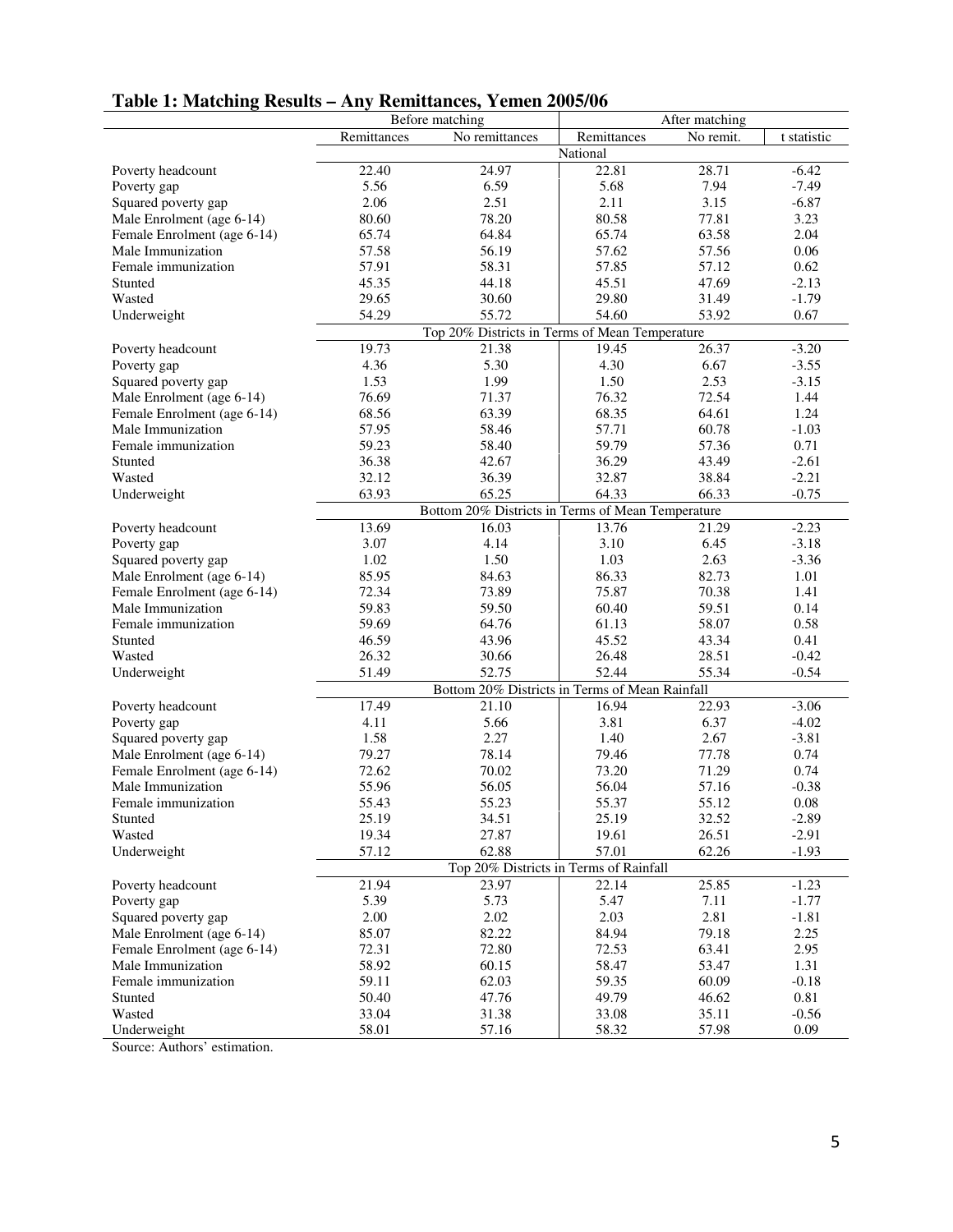**Table 1: Matching Results – Any Remittances, Yemen 2005/06**

| | Before matching | | After matching | | |
|---|---|---|---|---|---|
| | Remittances | No remittances | Remittances | No remit. | t statistic |
| **National** | | | | | |
| Poverty headcount | 22.40 | 24.97 | 22.81 | 28.71 | -6.42 |
| Poverty gap | 5.56 | 6.59 | 5.68 | 7.94 | -7.49 |
| Squared poverty gap | 2.06 | 2.51 | 2.11 | 3.15 | -6.87 |
| Male Enrolment (age 6-14) | 80.60 | 78.20 | 80.58 | 77.81 | 3.23 |
| Female Enrolment (age 6-14) | 65.74 | 64.84 | 65.74 | 63.58 | 2.04 |
| Male Immunization | 57.58 | 56.19 | 57.62 | 57.56 | 0.06 |
| Female immunization | 57.91 | 58.31 | 57.85 | 57.12 | 0.62 |
| Stunted | 45.35 | 44.18 | 45.51 | 47.69 | -2.13 |
| Wasted | 29.65 | 30.60 | 29.80 | 31.49 | -1.79 |
| Underweight | 54.29 | 55.72 | 54.60 | 53.92 | 0.67 |
| **Top 20% Districts in Terms of Mean Temperature** | | | | | |
| Poverty headcount | 19.73 | 21.38 | 19.45 | 26.37 | -3.20 |
| Poverty gap | 4.36 | 5.30 | 4.30 | 6.67 | -3.55 |
| Squared poverty gap | 1.53 | 1.99 | 1.50 | 2.53 | -3.15 |
| Male Enrolment (age 6-14) | 76.69 | 71.37 | 76.32 | 72.54 | 1.44 |
| Female Enrolment (age 6-14) | 68.56 | 63.39 | 68.35 | 64.61 | 1.24 |
| Male Immunization | 57.95 | 58.46 | 57.71 | 60.78 | -1.03 |
| Female immunization | 59.23 | 58.40 | 59.79 | 57.36 | 0.71 |
| Stunted | 36.38 | 42.67 | 36.29 | 43.49 | -2.61 |
| Wasted | 32.12 | 36.39 | 32.87 | 38.84 | -2.21 |
| Underweight | 63.93 | 65.25 | 64.33 | 66.33 | -0.75 |
| **Bottom 20% Districts in Terms of Mean Temperature** | | | | | |
| Poverty headcount | 13.69 | 16.03 | 13.76 | 21.29 | -2.23 |
| Poverty gap | 3.07 | 4.14 | 3.10 | 6.45 | -3.18 |
| Squared poverty gap | 1.02 | 1.50 | 1.03 | 2.63 | -3.36 |
| Male Enrolment (age 6-14) | 85.95 | 84.63 | 86.33 | 82.73 | 1.01 |
| Female Enrolment (age 6-14) | 72.34 | 73.89 | 75.87 | 70.38 | 1.41 |
| Male Immunization | 59.83 | 59.50 | 60.40 | 59.51 | 0.14 |
| Female immunization | 59.69 | 64.76 | 61.13 | 58.07 | 0.58 |
| Stunted | 46.59 | 43.96 | 45.52 | 43.34 | 0.41 |
| Wasted | 26.32 | 30.66 | 26.48 | 28.51 | -0.42 |
| Underweight | 51.49 | 52.75 | 52.44 | 55.34 | -0.54 |
| **Bottom 20% Districts in Terms of Mean Rainfall** | | | | | |
| Poverty headcount | 17.49 | 21.10 | 16.94 | 22.93 | -3.06 |
| Poverty gap | 4.11 | 5.66 | 3.81 | 6.37 | -4.02 |
| Squared poverty gap | 1.58 | 2.27 | 1.40 | 2.67 | -3.81 |
| Male Enrolment (age 6-14) | 79.27 | 78.14 | 79.46 | 77.78 | 0.74 |
| Female Enrolment (age 6-14) | 72.62 | 70.02 | 73.20 | 71.29 | 0.74 |
| Male Immunization | 55.96 | 56.05 | 56.04 | 57.16 | -0.38 |
| Female immunization | 55.43 | 55.23 | 55.37 | 55.12 | 0.08 |
| Stunted | 25.19 | 34.51 | 25.19 | 32.52 | -2.89 |
| Wasted | 19.34 | 27.87 | 19.61 | 26.51 | -2.91 |
| Underweight | 57.12 | 62.88 | 57.01 | 62.26 | -1.93 |
| **Top 20% Districts in Terms of Rainfall** | | | | | |
| Poverty headcount | 21.94 | 23.97 | 22.14 | 25.85 | -1.23 |
| Poverty gap | 5.39 | 5.73 | 5.47 | 7.11 | -1.77 |
| Squared poverty gap | 2.00 | 2.02 | 2.03 | 2.81 | -1.81 |
| Male Enrolment (age 6-14) | 85.07 | 82.22 | 84.94 | 79.18 | 2.25 |
| Female Enrolment (age 6-14) | 72.31 | 72.80 | 72.53 | 63.41 | 2.95 |
| Male Immunization | 58.92 | 60.15 | 58.47 | 53.47 | 1.31 |
| Female immunization | 59.11 | 62.03 | 59.35 | 60.09 | -0.18 |
| Stunted | 50.40 | 47.76 | 49.79 | 46.62 | 0.81 |
| Wasted | 33.04 | 31.38 | 33.08 | 35.11 | -0.56 |
| Underweight | 58.01 | 57.16 | 58.32 | 57.98 | 0.09 |

Source: Authors' estimation.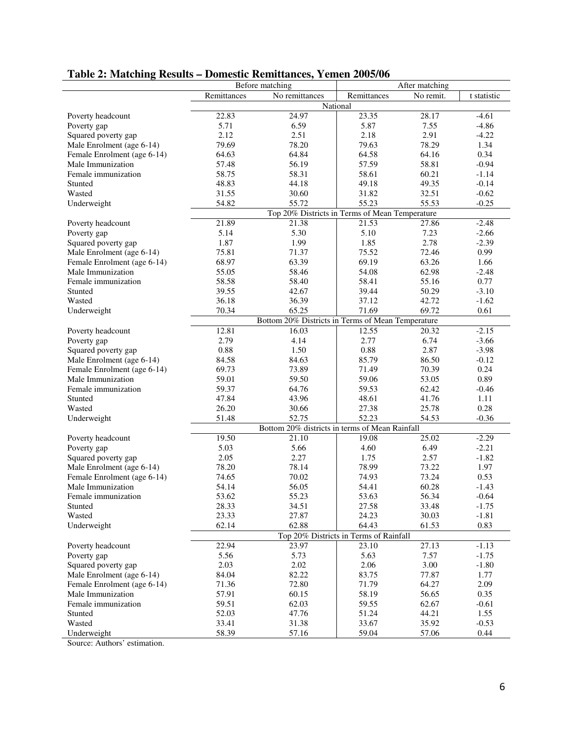**Table 2: Matching Results – Domestic Remittances, Yemen 2005/06**

| | Before matching | | After matching | | |
|---|---|---|---|---|---|
| | Remittances | No remittances | Remittances | No remit. | t statistic |
| **National** | | | | | |
| Poverty headcount | 22.83 | 24.97 | 23.35 | 28.17 | -4.61 |
| Poverty gap | 5.71 | 6.59 | 5.87 | 7.55 | -4.86 |
| Squared poverty gap | 2.12 | 2.51 | 2.18 | 2.91 | -4.22 |
| Male Enrolment (age 6-14) | 79.69 | 78.20 | 79.63 | 78.29 | 1.34 |
| Female Enrolment (age 6-14) | 64.63 | 64.84 | 64.58 | 64.16 | 0.34 |
| Male Immunization | 57.48 | 56.19 | 57.59 | 58.81 | -0.94 |
| Female immunization | 58.75 | 58.31 | 58.61 | 60.21 | -1.14 |
| Stunted | 48.83 | 44.18 | 49.18 | 49.35 | -0.14 |
| Wasted | 31.55 | 30.60 | 31.82 | 32.51 | -0.62 |
| Underweight | 54.82 | 55.72 | 55.23 | 55.53 | -0.25 |
| **Top 20% Districts in Terms of Mean Temperature** | | | | | |
| Poverty headcount | 21.89 | 21.38 | 21.53 | 27.86 | -2.48 |
| Poverty gap | 5.14 | 5.30 | 5.10 | 7.23 | -2.66 |
| Squared poverty gap | 1.87 | 1.99 | 1.85 | 2.78 | -2.39 |
| Male Enrolment (age 6-14) | 75.81 | 71.37 | 75.52 | 72.46 | 0.99 |
| Female Enrolment (age 6-14) | 68.97 | 63.39 | 69.19 | 63.26 | 1.66 |
| Male Immunization | 55.05 | 58.46 | 54.08 | 62.98 | -2.48 |
| Female immunization | 58.58 | 58.40 | 58.41 | 55.16 | 0.77 |
| Stunted | 39.55 | 42.67 | 39.44 | 50.29 | -3.10 |
| Wasted | 36.18 | 36.39 | 37.12 | 42.72 | -1.62 |
| Underweight | 70.34 | 65.25 | 71.69 | 69.72 | 0.61 |
| **Bottom 20% Districts in Terms of Mean Temperature** | | | | | |
| Poverty headcount | 12.81 | 16.03 | 12.55 | 20.32 | -2.15 |
| Poverty gap | 2.79 | 4.14 | 2.77 | 6.74 | -3.66 |
| Squared poverty gap | 0.88 | 1.50 | 0.88 | 2.87 | -3.98 |
| Male Enrolment (age 6-14) | 84.58 | 84.63 | 85.79 | 86.50 | -0.12 |
| Female Enrolment (age 6-14) | 69.73 | 73.89 | 71.49 | 70.39 | 0.24 |
| Male Immunization | 59.01 | 59.50 | 59.06 | 53.05 | 0.89 |
| Female immunization | 59.37 | 64.76 | 59.53 | 62.42 | -0.46 |
| Stunted | 47.84 | 43.96 | 48.61 | 41.76 | 1.11 |
| Wasted | 26.20 | 30.66 | 27.38 | 25.78 | 0.28 |
| Underweight | 51.48 | 52.75 | 52.23 | 54.53 | -0.36 |
| **Bottom 20% districts in terms of Mean Rainfall** | | | | | |
| Poverty headcount | 19.50 | 21.10 | 19.08 | 25.02 | -2.29 |
| Poverty gap | 5.03 | 5.66 | 4.60 | 6.49 | -2.21 |
| Squared poverty gap | 2.05 | 2.27 | 1.75 | 2.57 | -1.82 |
| Male Enrolment (age 6-14) | 78.20 | 78.14 | 78.99 | 73.22 | 1.97 |
| Female Enrolment (age 6-14) | 74.65 | 70.02 | 74.93 | 73.24 | 0.53 |
| Male Immunization | 54.14 | 56.05 | 54.41 | 60.28 | -1.43 |
| Female immunization | 53.62 | 55.23 | 53.63 | 56.34 | -0.64 |
| Stunted | 28.33 | 34.51 | 27.58 | 33.48 | -1.75 |
| Wasted | 23.33 | 27.87 | 24.23 | 30.03 | -1.81 |
| Underweight | 62.14 | 62.88 | 64.43 | 61.53 | 0.83 |
| **Top 20% Districts in Terms of Rainfall** | | | | | |
| Poverty headcount | 22.94 | 23.97 | 23.10 | 27.13 | -1.13 |
| Poverty gap | 5.56 | 5.73 | 5.63 | 7.57 | -1.75 |
| Squared poverty gap | 2.03 | 2.02 | 2.06 | 3.00 | -1.80 |
| Male Enrolment (age 6-14) | 84.04 | 82.22 | 83.75 | 77.87 | 1.77 |
| Female Enrolment (age 6-14) | 71.36 | 72.80 | 71.79 | 64.27 | 2.09 |
| Male Immunization | 57.91 | 60.15 | 58.19 | 56.65 | 0.35 |
| Female immunization | 59.51 | 62.03 | 59.55 | 62.67 | -0.61 |
| Stunted | 52.03 | 47.76 | 51.24 | 44.21 | 1.55 |
| Wasted | 33.41 | 31.38 | 33.67 | 35.92 | -0.53 |
| Underweight | 58.39 | 57.16 | 59.04 | 57.06 | 0.44 |

Source: Authors' estimation.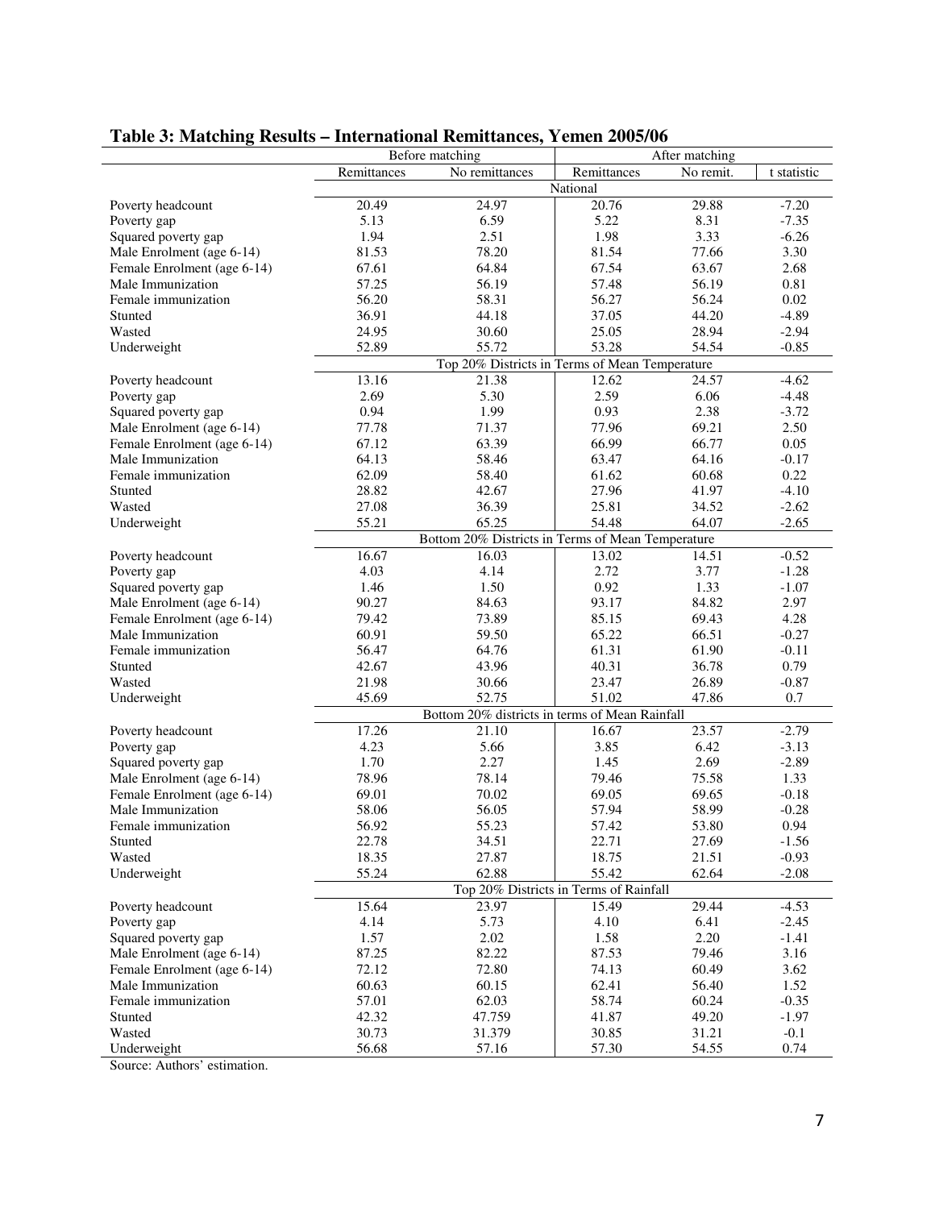**Table 3: Matching Results – International Remittances, Yemen 2005/06**

| | Before matching | | After matching | | |
|---|---|---|---|---|---|
| | Remittances | No remittances | Remittances | No remit. | t statistic |
| | National | | | | |
| Poverty headcount | 20.49 | 24.97 | 20.76 | 29.88 | -7.20 |
| Poverty gap | 5.13 | 6.59 | 5.22 | 8.31 | -7.35 |
| Squared poverty gap | 1.94 | 2.51 | 1.98 | 3.33 | -6.26 |
| Male Enrolment (age 6-14) | 81.53 | 78.20 | 81.54 | 77.66 | 3.30 |
| Female Enrolment (age 6-14) | 67.61 | 64.84 | 67.54 | 63.67 | 2.68 |
| Male Immunization | 57.25 | 56.19 | 57.48 | 56.19 | 0.81 |
| Female immunization | 56.20 | 58.31 | 56.27 | 56.24 | 0.02 |
| Stunted | 36.91 | 44.18 | 37.05 | 44.20 | -4.89 |
| Wasted | 24.95 | 30.60 | 25.05 | 28.94 | -2.94 |
| Underweight | 52.89 | 55.72 | 53.28 | 54.54 | -0.85 |
| | Top 20% Districts in Terms of Mean Temperature | | | | |
| Poverty headcount | 13.16 | 21.38 | 12.62 | 24.57 | -4.62 |
| Poverty gap | 2.69 | 5.30 | 2.59 | 6.06 | -4.48 |
| Squared poverty gap | 0.94 | 1.99 | 0.93 | 2.38 | -3.72 |
| Male Enrolment (age 6-14) | 77.78 | 71.37 | 77.96 | 69.21 | 2.50 |
| Female Enrolment (age 6-14) | 67.12 | 63.39 | 66.99 | 66.77 | 0.05 |
| Male Immunization | 64.13 | 58.46 | 63.47 | 64.16 | -0.17 |
| Female immunization | 62.09 | 58.40 | 61.62 | 60.68 | 0.22 |
| Stunted | 28.82 | 42.67 | 27.96 | 41.97 | -4.10 |
| Wasted | 27.08 | 36.39 | 25.81 | 34.52 | -2.62 |
| Underweight | 55.21 | 65.25 | 54.48 | 64.07 | -2.65 |
| | Bottom 20% Districts in Terms of Mean Temperature | | | | |
| Poverty headcount | 16.67 | 16.03 | 13.02 | 14.51 | -0.52 |
| Poverty gap | 4.03 | 4.14 | 2.72 | 3.77 | -1.28 |
| Squared poverty gap | 1.46 | 1.50 | 0.92 | 1.33 | -1.07 |
| Male Enrolment (age 6-14) | 90.27 | 84.63 | 93.17 | 84.82 | 2.97 |
| Female Enrolment (age 6-14) | 79.42 | 73.89 | 85.15 | 69.43 | 4.28 |
| Male Immunization | 60.91 | 59.50 | 65.22 | 66.51 | -0.27 |
| Female immunization | 56.47 | 64.76 | 61.31 | 61.90 | -0.11 |
| Stunted | 42.67 | 43.96 | 40.31 | 36.78 | 0.79 |
| Wasted | 21.98 | 30.66 | 23.47 | 26.89 | -0.87 |
| Underweight | 45.69 | 52.75 | 51.02 | 47.86 | 0.7 |
| | Bottom 20% districts in terms of Mean Rainfall | | | | |
| Poverty headcount | 17.26 | 21.10 | 16.67 | 23.57 | -2.79 |
| Poverty gap | 4.23 | 5.66 | 3.85 | 6.42 | -3.13 |
| Squared poverty gap | 1.70 | 2.27 | 1.45 | 2.69 | -2.89 |
| Male Enrolment (age 6-14) | 78.96 | 78.14 | 79.46 | 75.58 | 1.33 |
| Female Enrolment (age 6-14) | 69.01 | 70.02 | 69.05 | 69.65 | -0.18 |
| Male Immunization | 58.06 | 56.05 | 57.94 | 58.99 | -0.28 |
| Female immunization | 56.92 | 55.23 | 57.42 | 53.80 | 0.94 |
| Stunted | 22.78 | 34.51 | 22.71 | 27.69 | -1.56 |
| Wasted | 18.35 | 27.87 | 18.75 | 21.51 | -0.93 |
| Underweight | 55.24 | 62.88 | 55.42 | 62.64 | -2.08 |
| | Top 20% Districts in Terms of Rainfall | | | | |
| Poverty headcount | 15.64 | 23.97 | 15.49 | 29.44 | -4.53 |
| Poverty gap | 4.14 | 5.73 | 4.10 | 6.41 | -2.45 |
| Squared poverty gap | 1.57 | 2.02 | 1.58 | 2.20 | -1.41 |
| Male Enrolment (age 6-14) | 87.25 | 82.22 | 87.53 | 79.46 | 3.16 |
| Female Enrolment (age 6-14) | 72.12 | 72.80 | 74.13 | 60.49 | 3.62 |
| Male Immunization | 60.63 | 60.15 | 62.41 | 56.40 | 1.52 |
| Female immunization | 57.01 | 62.03 | 58.74 | 60.24 | -0.35 |
| Stunted | 42.32 | 47.759 | 41.87 | 49.20 | -1.97 |
| Wasted | 30.73 | 31.379 | 30.85 | 31.21 | -0.1 |
| Underweight | 56.68 | 57.16 | 57.30 | 54.55 | 0.74 |

Source: Authors' estimation.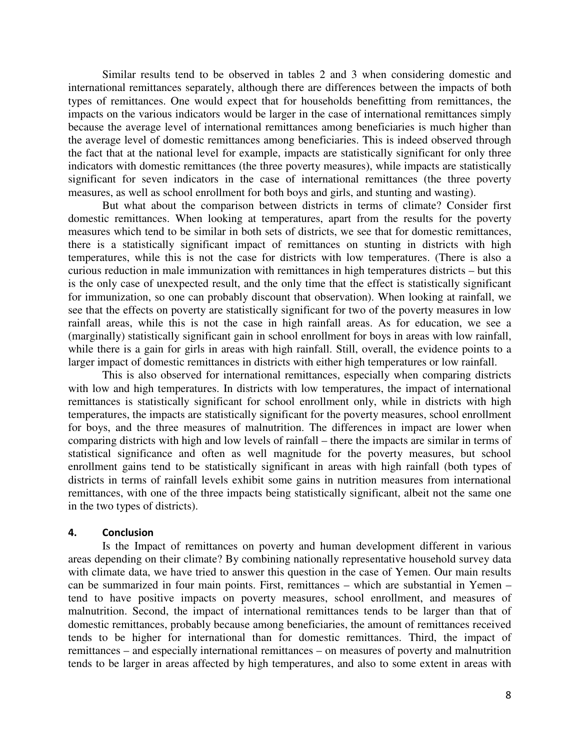Similar results tend to be observed in tables 2 and 3 when considering domestic and international remittances separately, although there are differences between the impacts of both types of remittances. One would expect that for households benefitting from remittances, the impacts on the various indicators would be larger in the case of international remittances simply because the average level of international remittances among beneficiaries is much higher than the average level of domestic remittances among beneficiaries. This is indeed observed through the fact that at the national level for example, impacts are statistically significant for only three indicators with domestic remittances (the three poverty measures), while impacts are statistically significant for seven indicators in the case of international remittances (the three poverty measures, as well as school enrollment for both boys and girls, and stunting and wasting).

But what about the comparison between districts in terms of climate? Consider first domestic remittances. When looking at temperatures, apart from the results for the poverty measures which tend to be similar in both sets of districts, we see that for domestic remittances, there is a statistically significant impact of remittances on stunting in districts with high temperatures, while this is not the case for districts with low temperatures. (There is also a curious reduction in male immunization with remittances in high temperatures districts – but this is the only case of unexpected result, and the only time that the effect is statistically significant for immunization, so one can probably discount that observation). When looking at rainfall, we see that the effects on poverty are statistically significant for two of the poverty measures in low rainfall areas, while this is not the case in high rainfall areas. As for education, we see a (marginally) statistically significant gain in school enrollment for boys in areas with low rainfall, while there is a gain for girls in areas with high rainfall. Still, overall, the evidence points to a larger impact of domestic remittances in districts with either high temperatures or low rainfall.

This is also observed for international remittances, especially when comparing districts with low and high temperatures. In districts with low temperatures, the impact of international remittances is statistically significant for school enrollment only, while in districts with high temperatures, the impacts are statistically significant for the poverty measures, school enrollment for boys, and the three measures of malnutrition. The differences in impact are lower when comparing districts with high and low levels of rainfall – there the impacts are similar in terms of statistical significance and often as well magnitude for the poverty measures, but school enrollment gains tend to be statistically significant in areas with high rainfall (both types of districts in terms of rainfall levels exhibit some gains in nutrition measures from international remittances, with one of the three impacts being statistically significant, albeit not the same one in the two types of districts).

## 4. Conclusion

Is the Impact of remittances on poverty and human development different in various areas depending on their climate? By combining nationally representative household survey data with climate data, we have tried to answer this question in the case of Yemen. Our main results can be summarized in four main points. First, remittances – which are substantial in Yemen – tend to have positive impacts on poverty measures, school enrollment, and measures of malnutrition. Second, the impact of international remittances tends to be larger than that of domestic remittances, probably because among beneficiaries, the amount of remittances received tends to be higher for international than for domestic remittances. Third, the impact of remittances – and especially international remittances – on measures of poverty and malnutrition tends to be larger in areas affected by high temperatures, and also to some extent in areas with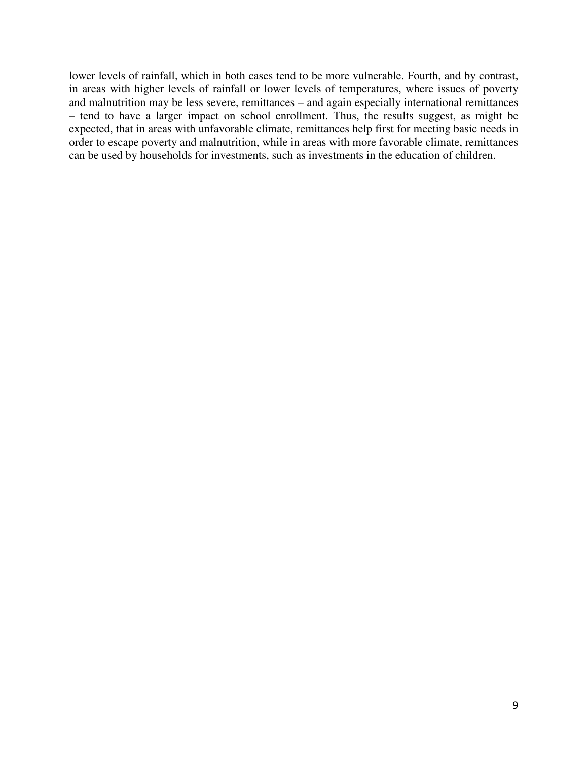lower levels of rainfall, which in both cases tend to be more vulnerable. Fourth, and by contrast, in areas with higher levels of rainfall or lower levels of temperatures, where issues of poverty and malnutrition may be less severe, remittances – and again especially international remittances – tend to have a larger impact on school enrollment. Thus, the results suggest, as might be expected, that in areas with unfavorable climate, remittances help first for meeting basic needs in order to escape poverty and malnutrition, while in areas with more favorable climate, remittances can be used by households for investments, such as investments in the education of children.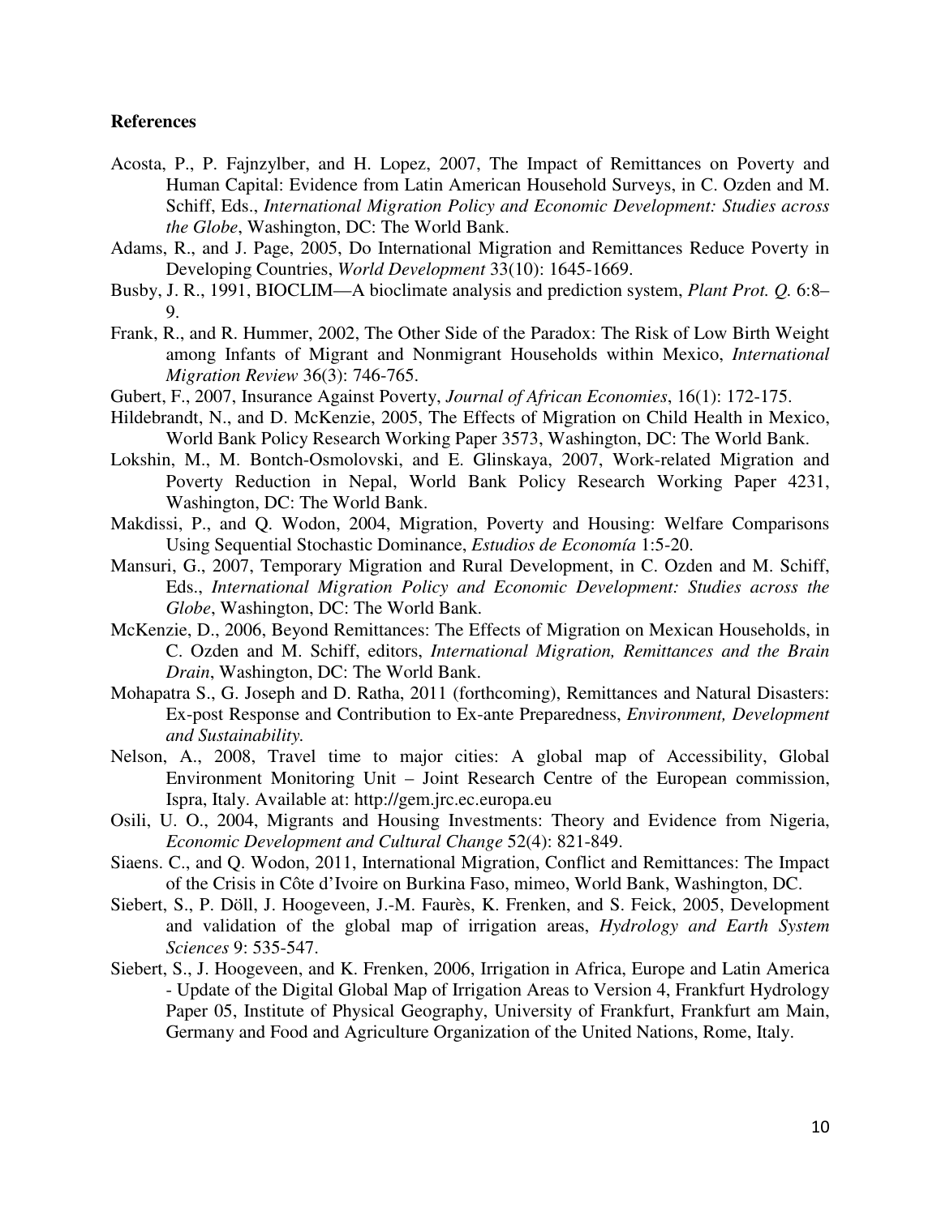**References**

Acosta, P., P. Fajnzylber, and H. Lopez, 2007, The Impact of Remittances on Poverty and Human Capital: Evidence from Latin American Household Surveys, in C. Ozden and M. Schiff, Eds., *International Migration Policy and Economic Development: Studies across the Globe*, Washington, DC: The World Bank.

Adams, R., and J. Page, 2005, Do International Migration and Remittances Reduce Poverty in Developing Countries, *World Development* 33(10): 1645-1669.

Busby, J. R., 1991, BIOCLIM—A bioclimate analysis and prediction system, *Plant Prot. Q.* 6:8–9.

Frank, R., and R. Hummer, 2002, The Other Side of the Paradox: The Risk of Low Birth Weight among Infants of Migrant and Nonmigrant Households within Mexico, *International Migration Review* 36(3): 746-765.

Gubert, F., 2007, Insurance Against Poverty, *Journal of African Economies*, 16(1): 172-175.

Hildebrandt, N., and D. McKenzie, 2005, The Effects of Migration on Child Health in Mexico, World Bank Policy Research Working Paper 3573, Washington, DC: The World Bank.

Lokshin, M., M. Bontch-Osmolovski, and E. Glinskaya, 2007, Work-related Migration and Poverty Reduction in Nepal, World Bank Policy Research Working Paper 4231, Washington, DC: The World Bank.

Makdissi, P., and Q. Wodon, 2004, Migration, Poverty and Housing: Welfare Comparisons Using Sequential Stochastic Dominance, *Estudios de Economía* 1:5-20.

Mansuri, G., 2007, Temporary Migration and Rural Development, in C. Ozden and M. Schiff, Eds., *International Migration Policy and Economic Development: Studies across the Globe*, Washington, DC: The World Bank.

McKenzie, D., 2006, Beyond Remittances: The Effects of Migration on Mexican Households, in C. Ozden and M. Schiff, editors, *International Migration, Remittances and the Brain Drain*, Washington, DC: The World Bank.

Mohapatra S., G. Joseph and D. Ratha, 2011 (forthcoming), Remittances and Natural Disasters: Ex-post Response and Contribution to Ex-ante Preparedness, *Environment, Development and Sustainability.*

Nelson, A., 2008, Travel time to major cities: A global map of Accessibility, Global Environment Monitoring Unit – Joint Research Centre of the European commission, Ispra, Italy. Available at: http://gem.jrc.ec.europa.eu

Osili, U. O., 2004, Migrants and Housing Investments: Theory and Evidence from Nigeria, *Economic Development and Cultural Change* 52(4): 821-849.

Siaens. C., and Q. Wodon, 2011, International Migration, Conflict and Remittances: The Impact of the Crisis in Côte d'Ivoire on Burkina Faso, mimeo, World Bank, Washington, DC.

Siebert, S., P. Döll, J. Hoogeveen, J.-M. Faurès, K. Frenken, and S. Feick, 2005, Development and validation of the global map of irrigation areas, *Hydrology and Earth System Sciences* 9: 535-547.

Siebert, S., J. Hoogeveen, and K. Frenken, 2006, Irrigation in Africa, Europe and Latin America - Update of the Digital Global Map of Irrigation Areas to Version 4, Frankfurt Hydrology Paper 05, Institute of Physical Geography, University of Frankfurt, Frankfurt am Main, Germany and Food and Agriculture Organization of the United Nations, Rome, Italy.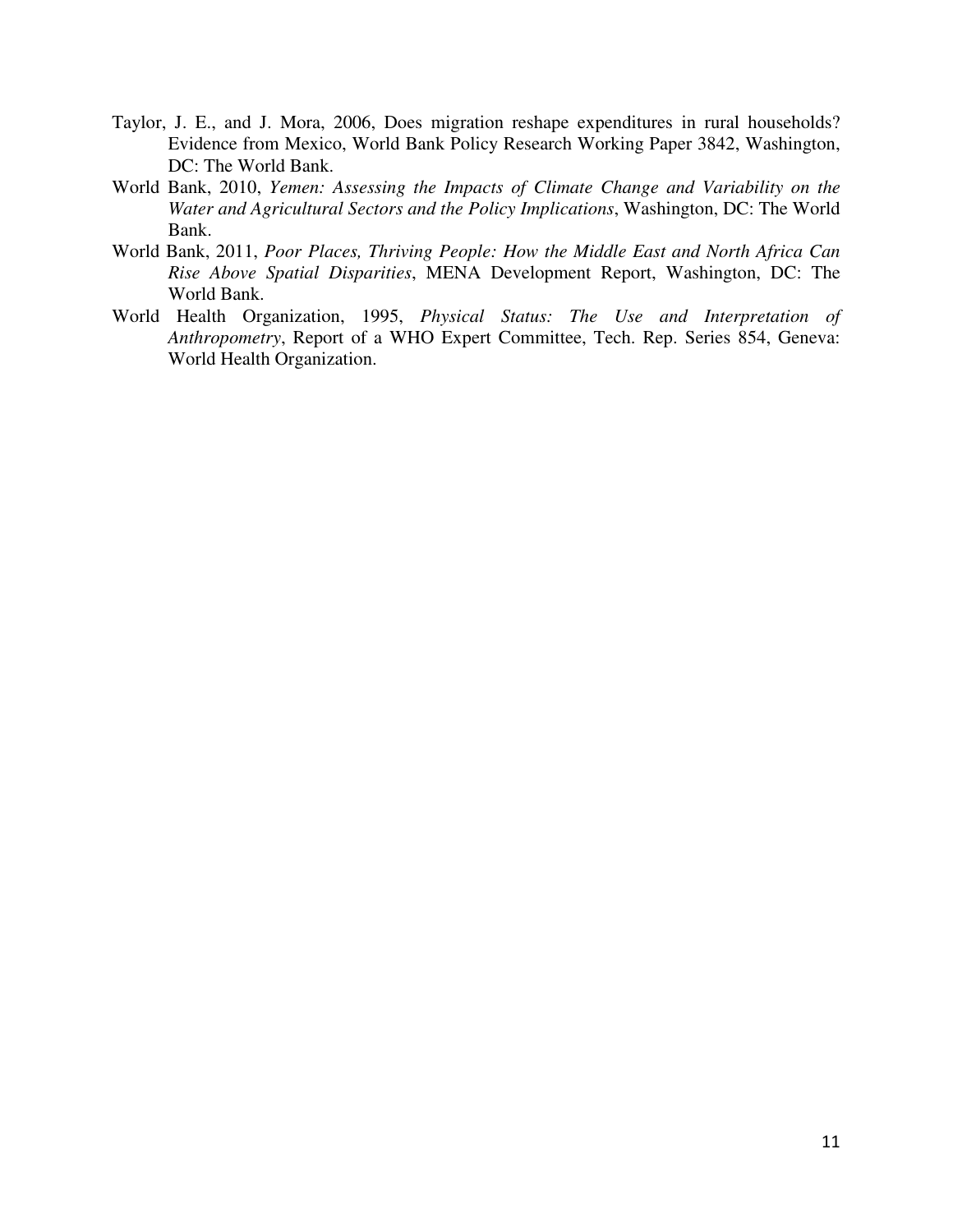Taylor, J. E., and J. Mora, 2006, Does migration reshape expenditures in rural households? Evidence from Mexico, World Bank Policy Research Working Paper 3842, Washington, DC: The World Bank.

World Bank, 2010, *Yemen: Assessing the Impacts of Climate Change and Variability on the Water and Agricultural Sectors and the Policy Implications*, Washington, DC: The World Bank.

World Bank, 2011, *Poor Places, Thriving People: How the Middle East and North Africa Can Rise Above Spatial Disparities*, MENA Development Report, Washington, DC: The World Bank.

World Health Organization, 1995, *Physical Status: The Use and Interpretation of Anthropometry*, Report of a WHO Expert Committee, Tech. Rep. Series 854, Geneva: World Health Organization.